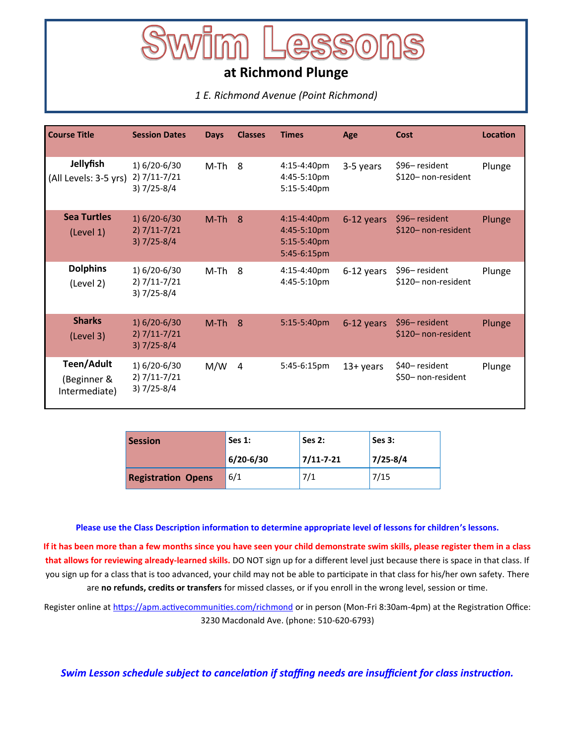# Swim Lessons

## at Richmond Plunge

*1 E. Richmond Avenue (Point Richmond)*

| Course Title | Session Dates | Days | Classes | Times | Age | Cost | Location |
|---|---|---|---|---|---|---|---|
| **Jellyfish** (All Levels: 3-5 yrs) | 1) 6/20-6/30<br>2) 7/11-7/21<br>3) 7/25-8/4 | M-Th | 8 | 4:15-4:40pm<br>4:45-5:10pm<br>5:15-5:40pm | 3-5 years | $96– resident<br>$120– non-resident | Plunge |
| **Sea Turtles** (Level 1) | 1) 6/20-6/30<br>2) 7/11-7/21<br>3) 7/25-8/4 | M-Th | 8 | 4:15-4:40pm<br>4:45-5:10pm<br>5:15-5:40pm<br>5:45-6:15pm | 6-12 years | $96– resident<br>$120– non-resident | Plunge |
| **Dolphins** (Level 2) | 1) 6/20-6/30<br>2) 7/11-7/21<br>3) 7/25-8/4 | M-Th | 8 | 4:15-4:40pm<br>4:45-5:10pm | 6-12 years | $96– resident<br>$120– non-resident | Plunge |
| **Sharks** (Level 3) | 1) 6/20-6/30<br>2) 7/11-7/21<br>3) 7/25-8/4 | M-Th | 8 | 5:15-5:40pm | 6-12 years | $96– resident<br>$120– non-resident | Plunge |
| **Teen/Adult** (Beginner & Intermediate) | 1) 6/20-6/30<br>2) 7/11-7/21<br>3) 7/25-8/4 | M/W | 4 | 5:45-6:15pm | 13+ years | $40– resident<br>$50– non-resident | Plunge |

| Session | Ses 1: 6/20-6/30 | Ses 2: 7/11-7-21 | Ses 3: 7/25-8/4 |
|---|---|---|---|
| Registration Opens | 6/1 | 7/1 | 7/15 |

**Please use the Class Description information to determine appropriate level of lessons for children's lessons.**

**If it has been more than a few months since you have seen your child demonstrate swim skills, please register them in a class that allows for reviewing already-learned skills.** DO NOT sign up for a different level just because there is space in that class. If you sign up for a class that is too advanced, your child may not be able to participate in that class for his/her own safety. There are **no refunds, credits or transfers** for missed classes, or if you enroll in the wrong level, session or time.

Register online at https://apm.activecommunities.com/richmond or in person (Mon-Fri 8:30am-4pm) at the Registration Office: 3230 Macdonald Ave. (phone: 510-620-6793)

***Swim Lesson schedule subject to cancelation if staffing needs are insufficient for class instruction.***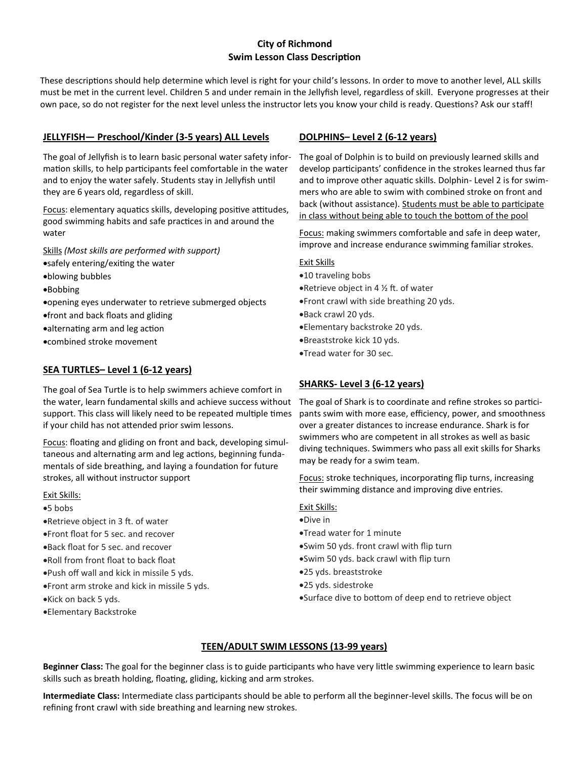# City of Richmond
## Swim Lesson Class Description

These descriptions should help determine which level is right for your child's lessons. In order to move to another level, ALL skills must be met in the current level. Children 5 and under remain in the Jellyfish level, regardless of skill. Everyone progresses at their own pace, so do not register for the next level unless the instructor lets you know your child is ready. Questions? Ask our staff!

### JELLYFISH— Preschool/Kinder (3-5 years) ALL Levels

The goal of Jellyfish is to learn basic personal water safety information skills, to help participants feel comfortable in the water and to enjoy the water safely. Students stay in Jellyfish until they are 6 years old, regardless of skill.

Focus: elementary aquatics skills, developing positive attitudes, good swimming habits and safe practices in and around the water

Skills *(Most skills are performed with support)*

- safely entering/exiting the water
- blowing bubbles
- Bobbing
- opening eyes underwater to retrieve submerged objects
- front and back floats and gliding
- alternating arm and leg action
- combined stroke movement

### SEA TURTLES– Level 1 (6-12 years)

The goal of Sea Turtle is to help swimmers achieve comfort in the water, learn fundamental skills and achieve success without support. This class will likely need to be repeated multiple times if your child has not attended prior swim lessons.

Focus: floating and gliding on front and back, developing simultaneous and alternating arm and leg actions, beginning fundamentals of side breathing, and laying a foundation for future strokes, all without instructor support

Exit Skills:

- 5 bobs
- Retrieve object in 3 ft. of water
- Front float for 5 sec. and recover
- Back float for 5 sec. and recover
- Roll from front float to back float
- Push off wall and kick in missile 5 yds.
- Front arm stroke and kick in missile 5 yds.
- Kick on back 5 yds.
- Elementary Backstroke

### DOLPHINS– Level 2 (6-12 years)

The goal of Dolphin is to build on previously learned skills and develop participants' confidence in the strokes learned thus far and to improve other aquatic skills. Dolphin- Level 2 is for swimmers who are able to swim with combined stroke on front and back (without assistance). Students must be able to participate in class without being able to touch the bottom of the pool

Focus: making swimmers comfortable and safe in deep water, improve and increase endurance swimming familiar strokes.

Exit Skills

- 10 traveling bobs
- Retrieve object in 4 ½ ft. of water
- Front crawl with side breathing 20 yds.
- Back crawl 20 yds.
- Elementary backstroke 20 yds.
- Breaststroke kick 10 yds.
- Tread water for 30 sec.

### SHARKS- Level 3 (6-12 years)

The goal of Shark is to coordinate and refine strokes so participants swim with more ease, efficiency, power, and smoothness over a greater distances to increase endurance. Shark is for swimmers who are competent in all strokes as well as basic diving techniques. Swimmers who pass all exit skills for Sharks may be ready for a swim team.

Focus: stroke techniques, incorporating flip turns, increasing their swimming distance and improving dive entries.

Exit Skills:

- Dive in
- Tread water for 1 minute
- Swim 50 yds. front crawl with flip turn
- Swim 50 yds. back crawl with flip turn
- 25 yds. breaststroke
- 25 yds. sidestroke
- Surface dive to bottom of deep end to retrieve object

## TEEN/ADULT SWIM LESSONS (13-99 years)

**Beginner Class:** The goal for the beginner class is to guide participants who have very little swimming experience to learn basic skills such as breath holding, floating, gliding, kicking and arm strokes.

**Intermediate Class:** Intermediate class participants should be able to perform all the beginner-level skills. The focus will be on refining front crawl with side breathing and learning new strokes.